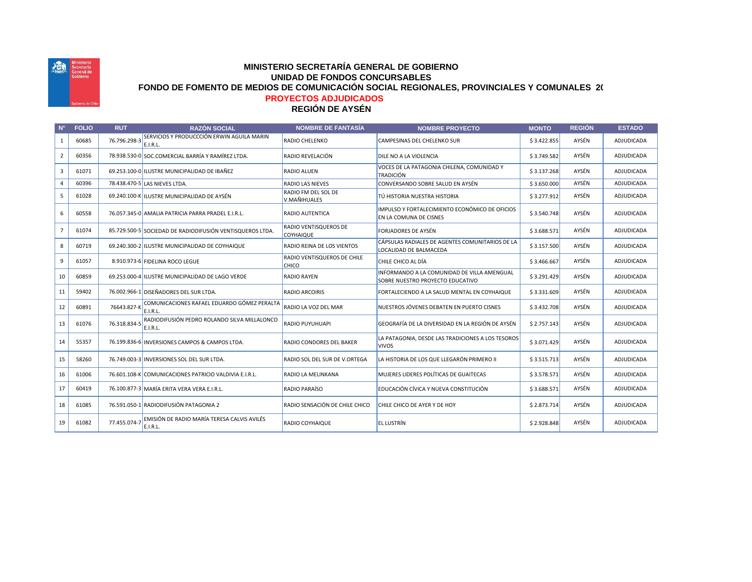# MINISTERIO SECRETARÍA GENERAL DE GOBIERNO

## UNIDAD DE FONDOS CONCURSABLES

## FONDO DE FOMENTO DE MEDIOS DE COMUNICACIÓN SOCIAL REGIONALES, PROVINCIALES Y COMUNALES 20

## PROYECTOS ADJUDICADOS

## REGIÓN DE AYSÉN

| N° | FOLIO | RUT | RAZÓN SOCIAL | NOMBRE DE FANTASÍA | NOMBRE PROYECTO | MONTO | REGIÓN | ESTADO |
|---|---|---|---|---|---|---|---|---|
| 1 | 60685 | 76.796.298-3 | SERVICIOS Y PRODUCCCIÓN ERWIN AGUILA MARIN E.I.R.L. | RADIO CHELENKO | CAMPESINAS DEL CHELENKO SUR | $ 3.422.855 | AYSÉN | ADJUDICADA |
| 2 | 60356 | 78.938.530-0 | SOC.COMERCIAL BARRÍA Y RAMÍREZ LTDA. | RADIO REVELACIÓN | DILE NO A LA VIOLENCIA | $ 3.749.582 | AYSÉN | ADJUDICADA |
| 3 | 61071 | 69.253.100-0 | ILUSTRE MUNICIPALIDAD DE IBAÑEZ | RADIO ALUEN | VOCES DE LA PATAGONIA CHILENA, COMUNIDAD Y TRADICIÓN | $ 3.137.268 | AYSÉN | ADJUDICADA |
| 4 | 60396 | 78.438.470-5 | LAS NIEVES LTDA. | RADIO LAS NIEVES | CONVERSANDO SOBRE SALUD EN AYSÉN | $ 3.650.000 | AYSÉN | ADJUDICADA |
| 5 | 61028 | 69.240.100-K | ILUSTRE MUNICIPALIDAD DE AYSÉN | RADIO FM DEL SOL DE V.MAÑIHUALES | TÚ HISTORIA NUESTRA HISTORIA | $ 3.277.912 | AYSÉN | ADJUDICADA |
| 6 | 60558 | 76.057.345-0 | AMALIA PATRICIA PARRA PRADEL E.I.R.L. | RADIO AUTENTICA | IMPULSO Y FORTALECIMIENTO ECONÓMICO DE OFICIOS EN LA COMUNA DE CISNES | $ 3.540.748 | AYSÉN | ADJUDICADA |
| 7 | 61074 | 85.729.500-5 | SOCIEDAD DE RADIODIFUSIÓN VENTISQUEROS LTDA. | RADIO VENTISQUEROS DE COYHAIQUE | FORJADORES DE AYSÉN | $ 3.688.571 | AYSÉN | ADJUDICADA |
| 8 | 60719 | 69.240.300-2 | ILUSTRE MUNICIPALIDAD DE COYHAIQUE | RADIO REINA DE LOS VIENTOS | CÁPSULAS RADIALES DE AGENTES COMUNITARIOS DE LA LOCALIDAD DE BALMACEDA | $ 3.157.500 | AYSÉN | ADJUDICADA |
| 9 | 61057 | 8.910.973-6 | FIDELINA ROCO LEGUE | RADIO VENTISQUEROS DE CHILE CHICO | CHILE CHICO AL DÍA | $ 3.466.667 | AYSÉN | ADJUDICADA |
| 10 | 60859 | 69.253.000-4 | ILUSTRE MUNICIPALIDAD DE LAGO VERDE | RADIO RAYEN | INFORMANDO A LA COMUNIDAD DE VILLA AMENGUAL SOBRE NUESTRO PROYECTO EDUCATIVO | $ 3.291.429 | AYSÉN | ADJUDICADA |
| 11 | 59402 | 76.002.966-1 | DISEÑADORES DEL SUR LTDA. | RADIO ARCOIRIS | FORTALECIENDO A LA SALUD MENTAL EN COYHAIQUE | $ 3.331.609 | AYSÉN | ADJUDICADA |
| 12 | 60891 | 76643.827-K | COMUNICACIONES RAFAEL EDUARDO GÓMEZ PERALTA E.I.R.L. | RADIO LA VOZ DEL MAR | NUESTROS JÓVENES DEBATEN EN PUERTO CISNES | $ 3.432.708 | AYSÉN | ADJUDICADA |
| 13 | 61076 | 76.318.834-5 | RADIODIFUSIÓN PEDRO ROLANDO SILVA MILLALONCO E.I.R.L. | RADIO PUYUHUAPI | GEOGRAFÍA DE LA DIVERSIDAD EN LA REGIÓN DE AYSÉN | $ 2.757.143 | AYSÉN | ADJUDICADA |
| 14 | 55357 | 76.199.836-6 | INVERSIONES CAMPOS & CAMPOS LTDA. | RADIO CONDORES DEL BAKER | LA PATAGONIA, DESDE LAS TRADICIONES A LOS TESOROS VIVOS | $ 3.071.429 | AYSÉN | ADJUDICADA |
| 15 | 58260 | 76.749.003-3 | INVERSIONES SOL DEL SUR LTDA. | RADIO SOL DEL SUR DE V.ORTEGA | LA HISTORIA DE LOS QUE LLEGARÓN PRIMERO II | $ 3.515.713 | AYSÉN | ADJUDICADA |
| 16 | 61006 | 76.601.108-K | COMUNICACIONES PATRICIO VALDIVIA E.I.R.L. | RADIO LA MELINKANA | MUJERES LIDERES POLÍTICAS DE GUAITECAS | $ 3.578.571 | AYSÉN | ADJUDICADA |
| 17 | 60419 | 76.100.877-3 | MARÍA ERITA VERA VERA E.I.R.L. | RADIO PARAÍSO | EDUCACIÓN CÍVICA Y NUEVA CONSTITUCIÓN | $ 3.688.571 | AYSÉN | ADJUDICADA |
| 18 | 61085 | 76.591.050-1 | RADIODIFUSIÓN PATAGONIA 2 | RADIO SENSACIÓN DE CHILE CHICO | CHILE CHICO DE AYER Y DE HOY | $ 2.873.714 | AYSÉN | ADJUDICADA |
| 19 | 61082 | 77.455.074-7 | EMISIÓN DE RADIO MARÍA TERESA CALVIS AVILÉS E.I.R.L. | RADIO COYHAIQUE | EL LUSTRÍN | $ 2.928.848 | AYSÉN | ADJUDICADA |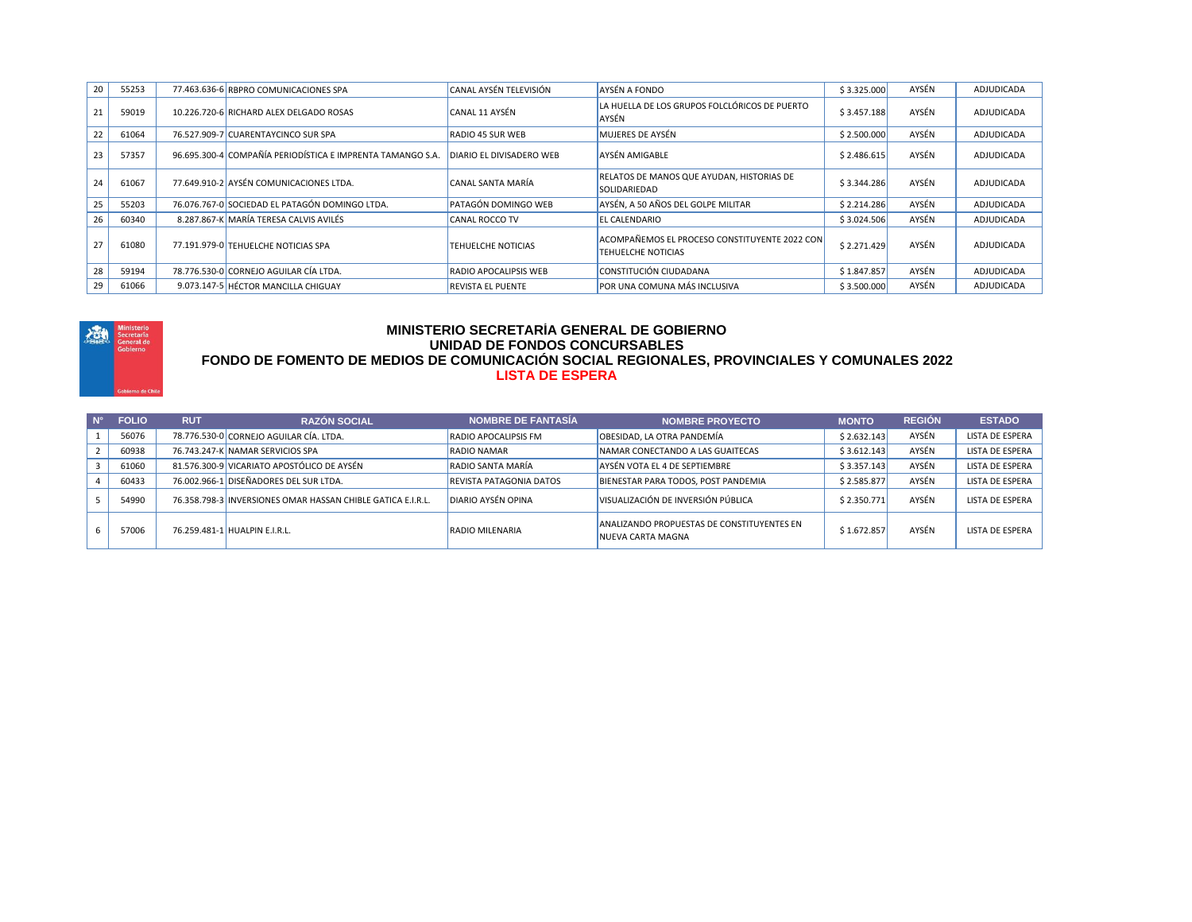| | | | | | | | | |
|---|---|---|---|---|---|---|---|---|
| 20 | 55253 | 77.463.636-6 | RBPRO COMUNICACIONES SPA | CANAL AYSÉN TELEVISIÓN | AYSÉN A FONDO | $ 3.325.000 | AYSÉN | ADJUDICADA |
| 21 | 59019 | 10.226.720-6 | RICHARD ALEX DELGADO ROSAS | CANAL 11 AYSÉN | LA HUELLA DE LOS GRUPOS FOLCLÓRICOS DE PUERTO AYSÉN | $ 3.457.188 | AYSÉN | ADJUDICADA |
| 22 | 61064 | 76.527.909-7 | CUARENTAYCINCO SUR SPA | RADIO 45 SUR WEB | MUJERES DE AYSÉN | $ 2.500.000 | AYSÉN | ADJUDICADA |
| 23 | 57357 | 96.695.300-4 | COMPAÑÍA PERIODÍSTICA E IMPRENTA TAMANGO S.A. | DIARIO EL DIVISADERO WEB | AYSÉN AMIGABLE | $ 2.486.615 | AYSÉN | ADJUDICADA |
| 24 | 61067 | 77.649.910-2 | AYSÉN COMUNICACIONES LTDA. | CANAL SANTA MARÍA | RELATOS DE MANOS QUE AYUDAN, HISTORIAS DE SOLIDARIEDAD | $ 3.344.286 | AYSÉN | ADJUDICADA |
| 25 | 55203 | 76.076.767-0 | SOCIEDAD EL PATAGÓN DOMINGO LTDA. | PATAGÓN DOMINGO WEB | AYSÉN, A 50 AÑOS DEL GOLPE MILITAR | $ 2.214.286 | AYSÉN | ADJUDICADA |
| 26 | 60340 | 8.287.867-K | MARÍA TERESA CALVIS AVILÉS | CANAL ROCCO TV | EL CALENDARIO | $ 3.024.506 | AYSÉN | ADJUDICADA |
| 27 | 61080 | 77.191.979-0 | TEHUELCHE NOTICIAS SPA | TEHUELCHE NOTICIAS | ACOMPAÑEMOS EL PROCESO CONSTITUYENTE 2022 CON TEHUELCHE NOTICIAS | $ 2.271.429 | AYSÉN | ADJUDICADA |
| 28 | 59194 | 78.776.530-0 | CORNEJO AGUILAR CÍA LTDA. | RADIO APOCALIPSIS WEB | CONSTITUCIÓN CIUDADANA | $ 1.847.857 | AYSÉN | ADJUDICADA |
| 29 | 61066 | 9.073.147-5 | HÉCTOR MANCILLA CHIGUAY | REVISTA EL PUENTE | POR UNA COMUNA MÁS INCLUSIVA | $ 3.500.000 | AYSÉN | ADJUDICADA |

Ministerio Secretaría General de Gobierno

Gobierno de Chile

**MINISTERIO SECRETARÍA GENERAL DE GOBIERNO**
**UNIDAD DE FONDOS CONCURSABLES**
**FONDO DE FOMENTO DE MEDIOS DE COMUNICACIÓN SOCIAL REGIONALES, PROVINCIALES Y COMUNALES 2022**
**LISTA DE ESPERA**

| N° | FOLIO | RUT | RAZÓN SOCIAL | NOMBRE DE FANTASÍA | NOMBRE PROYECTO | MONTO | REGIÓN | ESTADO |
|---|---|---|---|---|---|---|---|---|
| 1 | 56076 | 78.776.530-0 | CORNEJO AGUILAR CÍA. LTDA. | RADIO APOCALIPSIS FM | OBESIDAD, LA OTRA PANDEMÍA | $ 2.632.143 | AYSÉN | LISTA DE ESPERA |
| 2 | 60938 | 76.743.247-K | NAMAR SERVICIOS SPA | RADIO NAMAR | NAMAR CONECTANDO A LAS GUAITECAS | $ 3.612.143 | AYSÉN | LISTA DE ESPERA |
| 3 | 61060 | 81.576.300-9 | VICARIATO APOSTÓLICO DE AYSÉN | RADIO SANTA MARÍA | AYSÉN VOTA EL 4 DE SEPTIEMBRE | $ 3.357.143 | AYSÉN | LISTA DE ESPERA |
| 4 | 60433 | 76.002.966-1 | DISEÑADORES DEL SUR LTDA. | REVISTA PATAGONIA DATOS | BIENESTAR PARA TODOS, POST PANDEMIA | $ 2.585.877 | AYSÉN | LISTA DE ESPERA |
| 5 | 54990 | 76.358.798-3 | INVERSIONES OMAR HASSAN CHIBLE GATICA E.I.R.L. | DIARIO AYSÉN OPINA | VISUALIZACIÓN DE INVERSIÓN PÚBLICA | $ 2.350.771 | AYSÉN | LISTA DE ESPERA |
| 6 | 57006 | 76.259.481-1 | HUALPIN E.I.R.L. | RADIO MILENARIA | ANALIZANDO PROPUESTAS DE CONSTITUYENTES EN NUEVA CARTA MAGNA | $ 1.672.857 | AYSÉN | LISTA DE ESPERA |